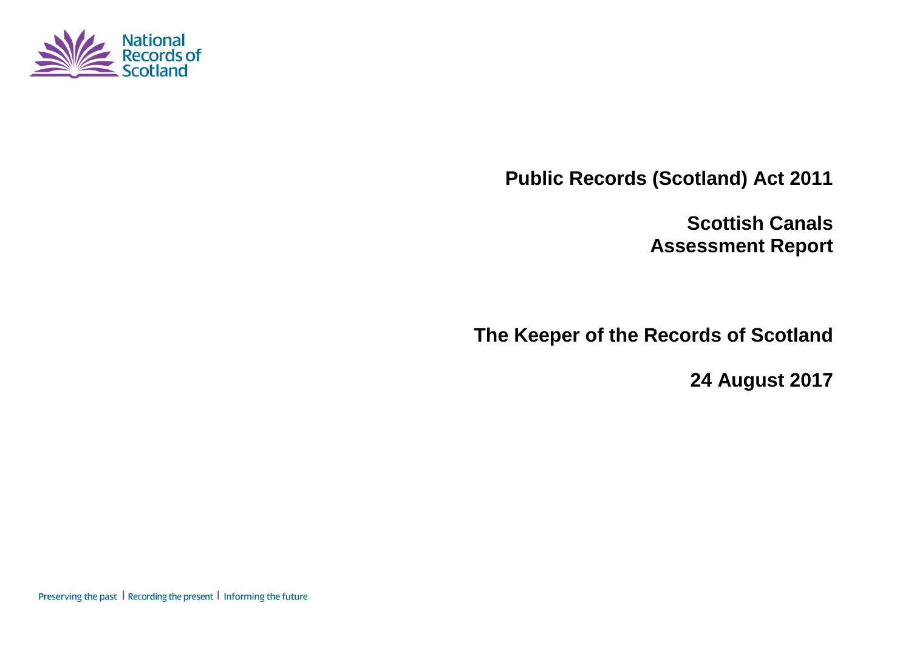National Records of Scotland

# Public Records (Scotland) Act 2011

# Scottish Canals Assessment Report

## The Keeper of the Records of Scotland

**24 August 2017**

Preserving the past | Recording the present | Informing the future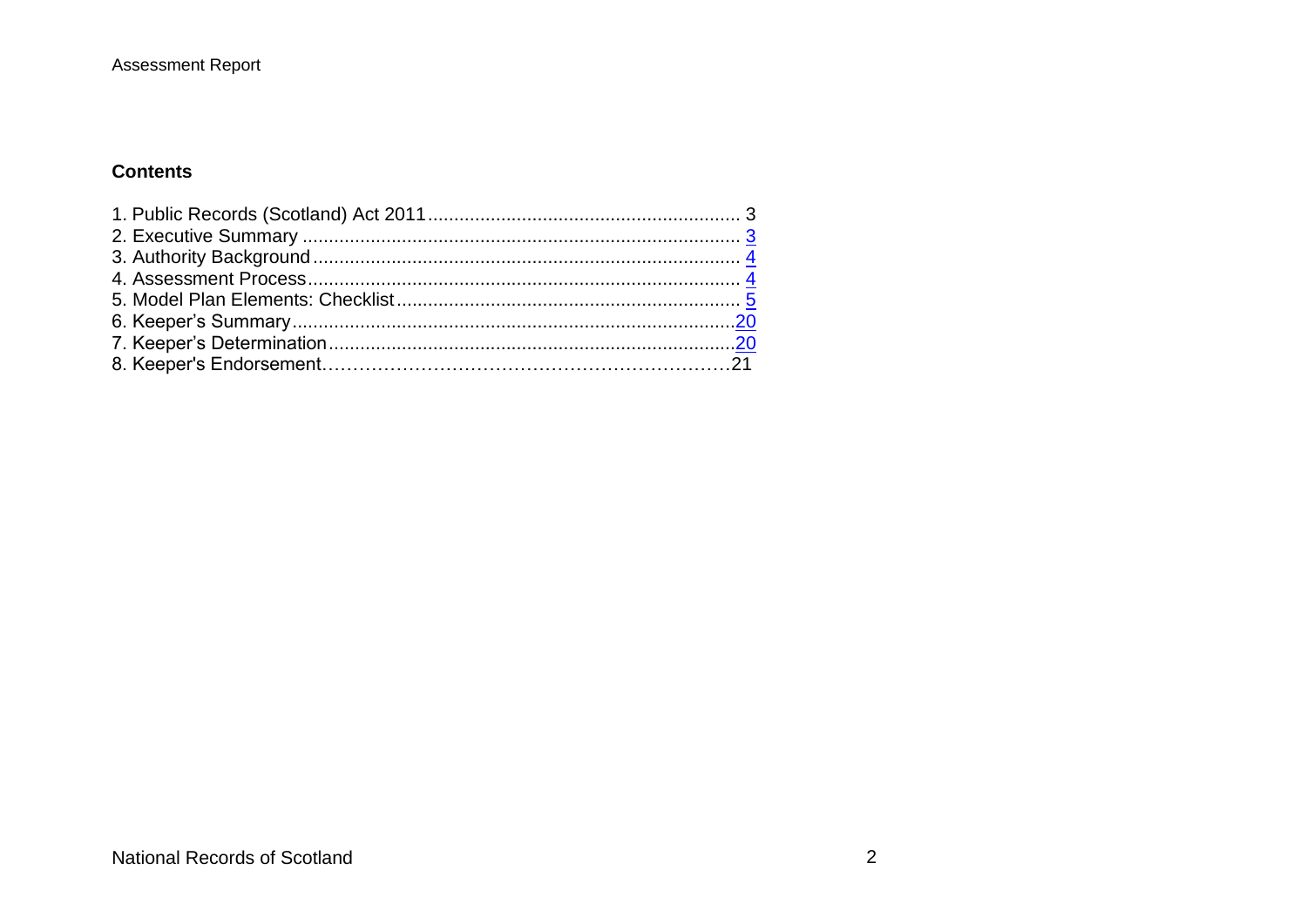## Contents

1. Public Records (Scotland) Act 2011 ........................................................... 3
2. Executive Summary .................................................................................... 3
3. Authority Background ................................................................................. 4
4. Assessment Process .................................................................................. 4
5. Model Plan Elements: Checklist ................................................................. 5
6. Keeper's Summary .................................................................................... 20
7. Keeper's Determination ............................................................................. 20
8. Keeper's Endorsement ............................................................................... 21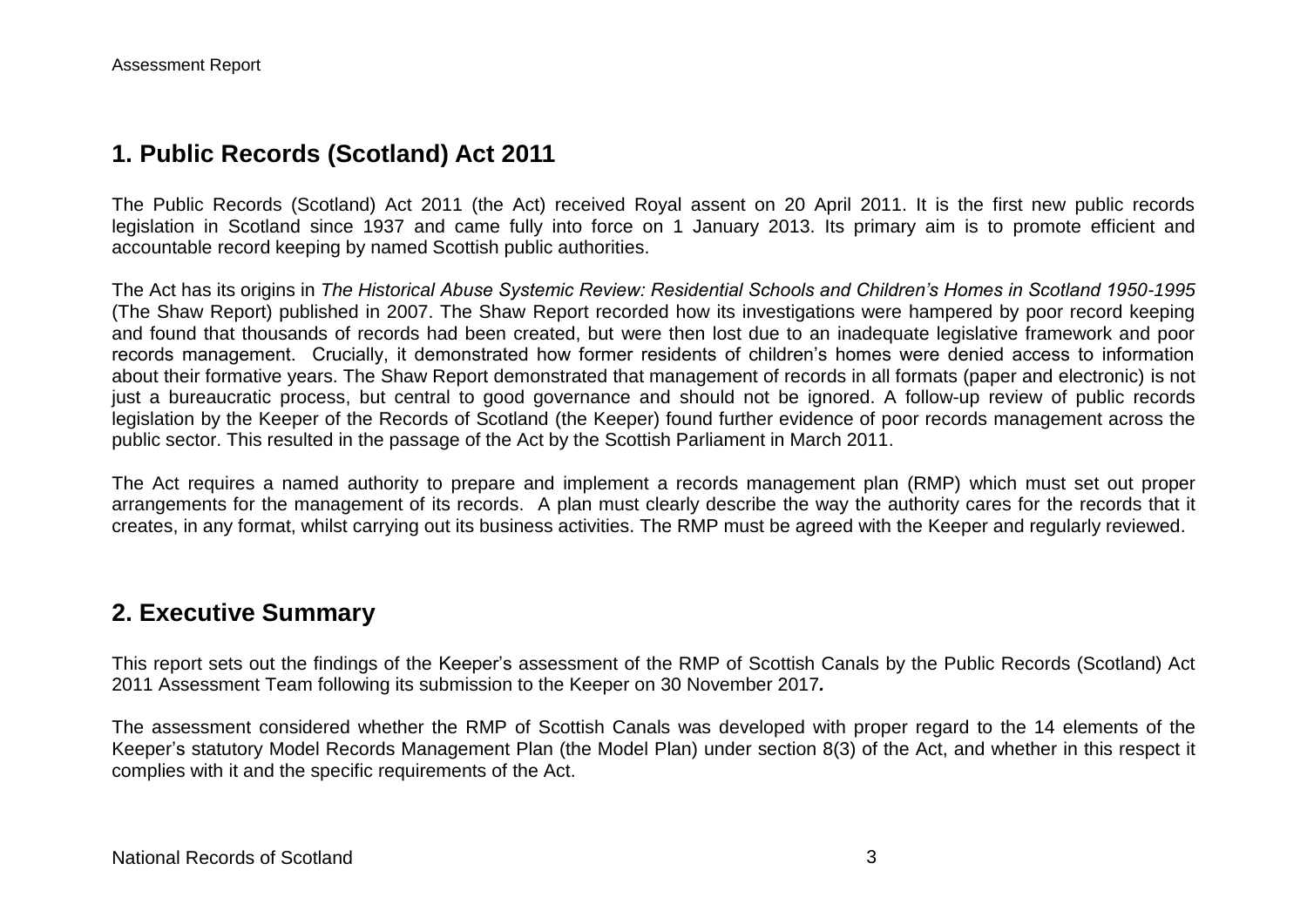## 1. Public Records (Scotland) Act 2011

The Public Records (Scotland) Act 2011 (the Act) received Royal assent on 20 April 2011. It is the first new public records legislation in Scotland since 1937 and came fully into force on 1 January 2013. Its primary aim is to promote efficient and accountable record keeping by named Scottish public authorities.

The Act has its origins in *The Historical Abuse Systemic Review: Residential Schools and Children's Homes in Scotland 1950-1995* (The Shaw Report) published in 2007. The Shaw Report recorded how its investigations were hampered by poor record keeping and found that thousands of records had been created, but were then lost due to an inadequate legislative framework and poor records management. Crucially, it demonstrated how former residents of children's homes were denied access to information about their formative years. The Shaw Report demonstrated that management of records in all formats (paper and electronic) is not just a bureaucratic process, but central to good governance and should not be ignored. A follow-up review of public records legislation by the Keeper of the Records of Scotland (the Keeper) found further evidence of poor records management across the public sector. This resulted in the passage of the Act by the Scottish Parliament in March 2011.

The Act requires a named authority to prepare and implement a records management plan (RMP) which must set out proper arrangements for the management of its records. A plan must clearly describe the way the authority cares for the records that it creates, in any format, whilst carrying out its business activities. The RMP must be agreed with the Keeper and regularly reviewed.

## 2. Executive Summary

This report sets out the findings of the Keeper's assessment of the RMP of Scottish Canals by the Public Records (Scotland) Act 2011 Assessment Team following its submission to the Keeper on 30 November 2017***.***

The assessment considered whether the RMP of Scottish Canals was developed with proper regard to the 14 elements of the Keeper's statutory Model Records Management Plan (the Model Plan) under section 8(3) of the Act, and whether in this respect it complies with it and the specific requirements of the Act.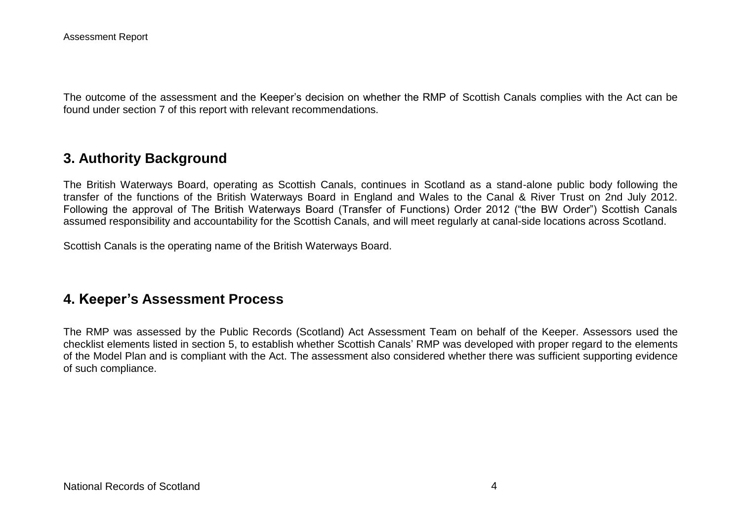The outcome of the assessment and the Keeper's decision on whether the RMP of Scottish Canals complies with the Act can be found under section 7 of this report with relevant recommendations.

## 3. Authority Background

The British Waterways Board, operating as Scottish Canals, continues in Scotland as a stand-alone public body following the transfer of the functions of the British Waterways Board in England and Wales to the Canal & River Trust on 2nd July 2012. Following the approval of The British Waterways Board (Transfer of Functions) Order 2012 ("the BW Order") Scottish Canals assumed responsibility and accountability for the Scottish Canals, and will meet regularly at canal-side locations across Scotland.

Scottish Canals is the operating name of the British Waterways Board.

## 4. Keeper's Assessment Process

The RMP was assessed by the Public Records (Scotland) Act Assessment Team on behalf of the Keeper. Assessors used the checklist elements listed in section 5, to establish whether Scottish Canals' RMP was developed with proper regard to the elements of the Model Plan and is compliant with the Act. The assessment also considered whether there was sufficient supporting evidence of such compliance.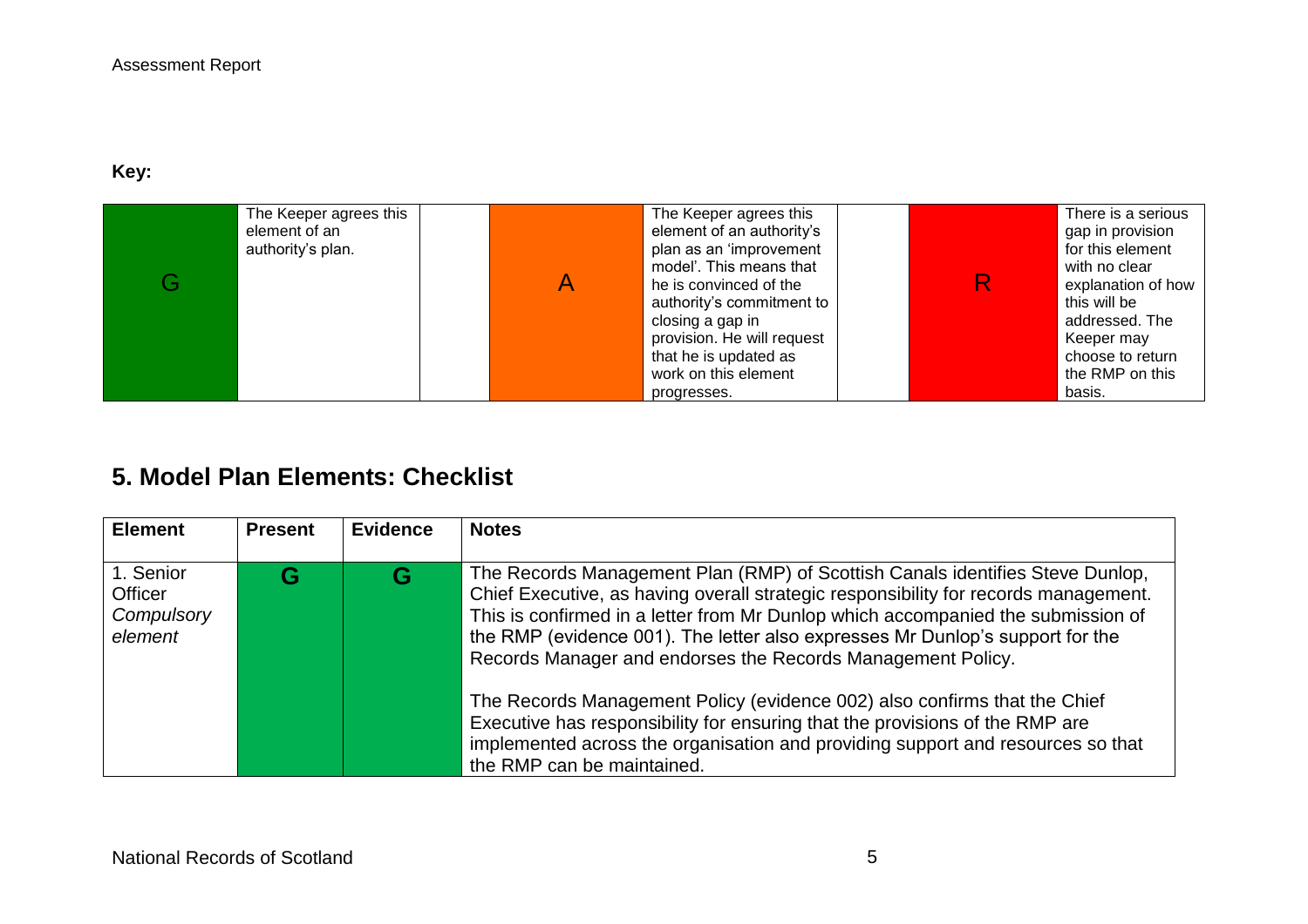**Key:**

| G | The Keeper agrees this element of an authority's plan. | | A | The Keeper agrees this element of an authority's plan as an 'improvement model'. This means that he is convinced of the authority's commitment to closing a gap in provision. He will request that he is updated as work on this element progresses. | | R | There is a serious gap in provision for this element with no clear explanation of how this will be addressed. The Keeper may choose to return the RMP on this basis. |
|---|---|---|---|---|---|---|---|

## 5. Model Plan Elements: Checklist

| Element | Present | Evidence | Notes |
|---|---|---|---|
| 1. Senior Officer *Compulsory element* | G | G | The Records Management Plan (RMP) of Scottish Canals identifies Steve Dunlop, Chief Executive, as having overall strategic responsibility for records management. This is confirmed in a letter from Mr Dunlop which accompanied the submission of the RMP (evidence 001). The letter also expresses Mr Dunlop's support for the Records Manager and endorses the Records Management Policy.<br><br>The Records Management Policy (evidence 002) also confirms that the Chief Executive has responsibility for ensuring that the provisions of the RMP are implemented across the organisation and providing support and resources so that the RMP can be maintained. |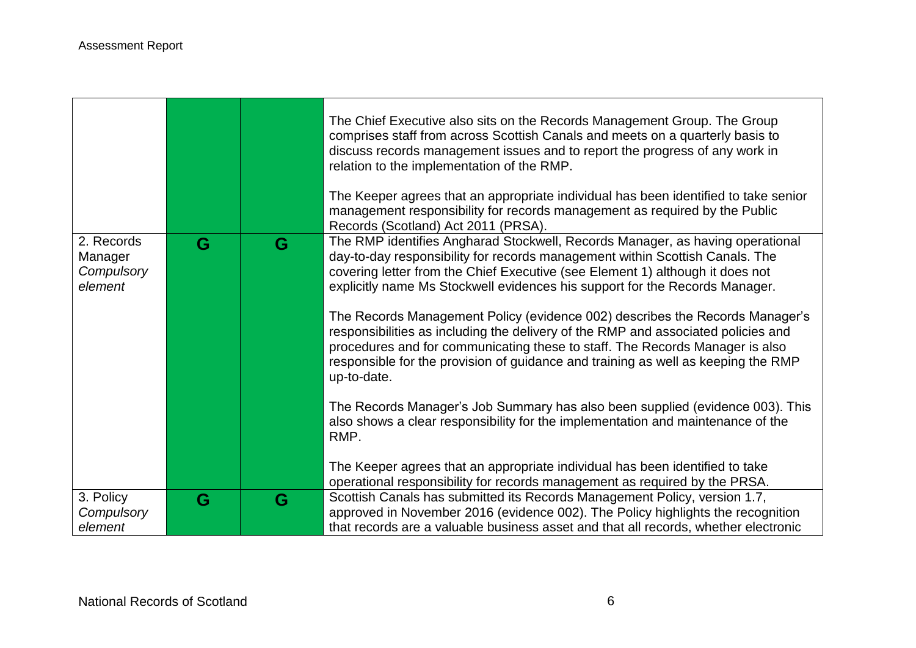| | | | |
|---|---|---|---|
| | | | The Chief Executive also sits on the Records Management Group. The Group comprises staff from across Scottish Canals and meets on a quarterly basis to discuss records management issues and to report the progress of any work in relation to the implementation of the RMP.<br><br>The Keeper agrees that an appropriate individual has been identified to take senior management responsibility for records management as required by the Public Records (Scotland) Act 2011 (PRSA). |
| 2. Records Manager *Compulsory element* | G | G | The RMP identifies Angharad Stockwell, Records Manager, as having operational day-to-day responsibility for records management within Scottish Canals. The covering letter from the Chief Executive (see Element 1) although it does not explicitly name Ms Stockwell evidences his support for the Records Manager.<br><br>The Records Management Policy (evidence 002) describes the Records Manager's responsibilities as including the delivery of the RMP and associated policies and procedures and for communicating these to staff. The Records Manager is also responsible for the provision of guidance and training as well as keeping the RMP up-to-date.<br><br>The Records Manager's Job Summary has also been supplied (evidence 003). This also shows a clear responsibility for the implementation and maintenance of the RMP.<br><br>The Keeper agrees that an appropriate individual has been identified to take operational responsibility for records management as required by the PRSA. |
| 3. Policy *Compulsory element* | G | G | Scottish Canals has submitted its Records Management Policy, version 1.7, approved in November 2016 (evidence 002). The Policy highlights the recognition that records are a valuable business asset and that all records, whether electronic |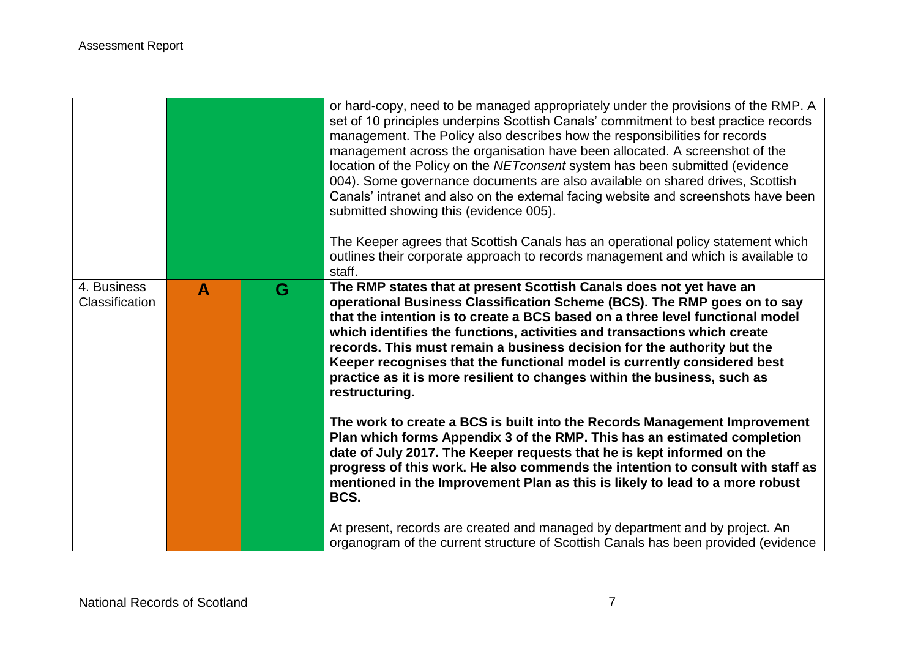| | | | |
|---|---|---|---|
| | | | or hard-copy, need to be managed appropriately under the provisions of the RMP. A set of 10 principles underpins Scottish Canals' commitment to best practice records management. The Policy also describes how the responsibilities for records management across the organisation have been allocated. A screenshot of the location of the Policy on the *NETconsent* system has been submitted (evidence 004). Some governance documents are also available on shared drives, Scottish Canals' intranet and also on the external facing website and screenshots have been submitted showing this (evidence 005).<br><br>The Keeper agrees that Scottish Canals has an operational policy statement which outlines their corporate approach to records management and which is available to staff. |
| 4. Business Classification | A | G | **The RMP states that at present Scottish Canals does not yet have an operational Business Classification Scheme (BCS). The RMP goes on to say that the intention is to create a BCS based on a three level functional model which identifies the functions, activities and transactions which create records. This must remain a business decision for the authority but the Keeper recognises that the functional model is currently considered best practice as it is more resilient to changes within the business, such as restructuring.**<br><br>**The work to create a BCS is built into the Records Management Improvement Plan which forms Appendix 3 of the RMP. This has an estimated completion date of July 2017. The Keeper requests that he is kept informed on the progress of this work. He also commends the intention to consult with staff as mentioned in the Improvement Plan as this is likely to lead to a more robust BCS.**<br><br>At present, records are created and managed by department and by project. An organogram of the current structure of Scottish Canals has been provided (evidence |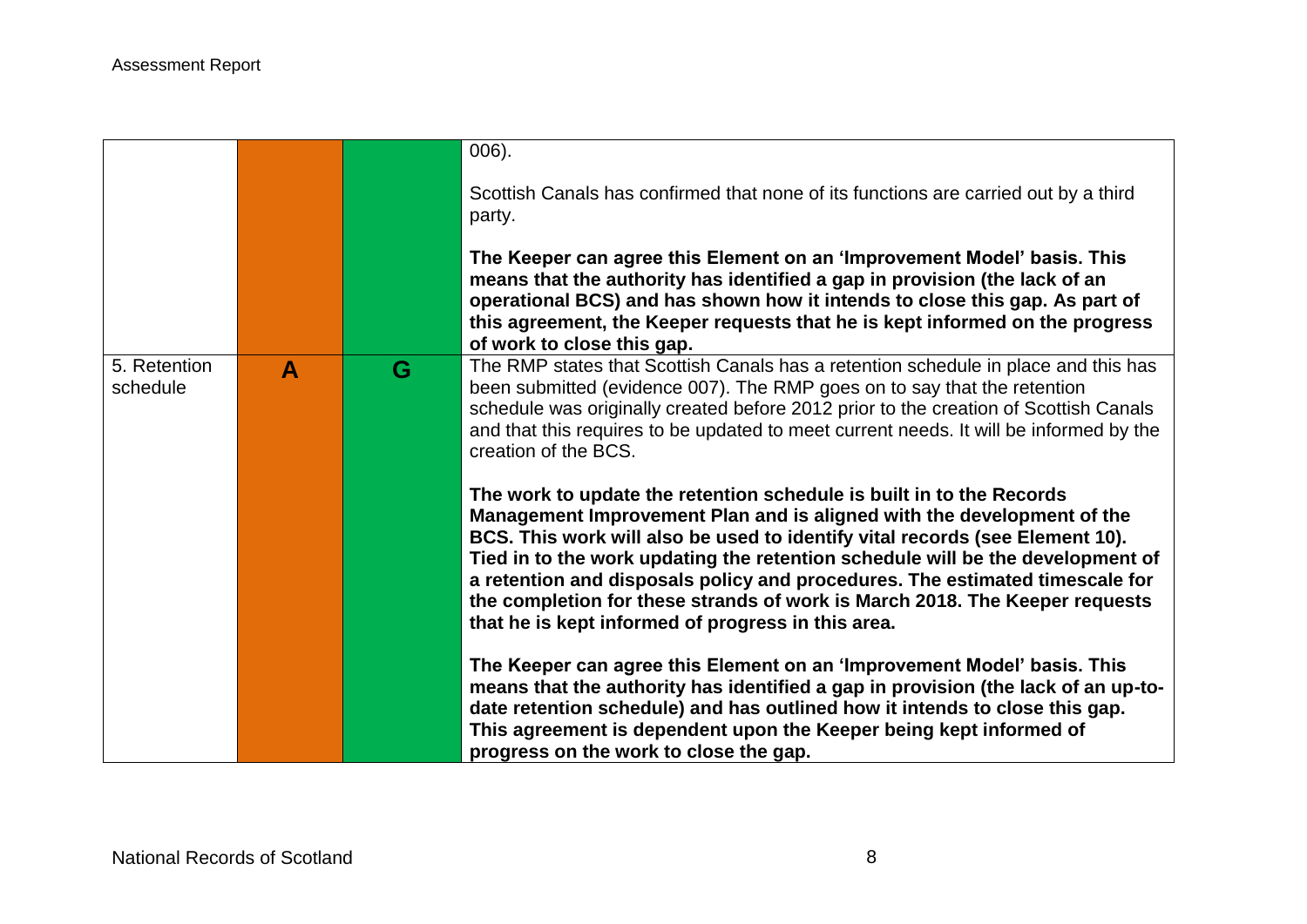| | | | |
|---|---|---|---|
| | | | 006).<br><br>Scottish Canals has confirmed that none of its functions are carried out by a third party.<br><br>**The Keeper can agree this Element on an 'Improvement Model' basis. This means that the authority has identified a gap in provision (the lack of an operational BCS) and has shown how it intends to close this gap. As part of this agreement, the Keeper requests that he is kept informed on the progress of work to close this gap.** |
| 5. Retention schedule | **A** | **G** | The RMP states that Scottish Canals has a retention schedule in place and this has been submitted (evidence 007). The RMP goes on to say that the retention schedule was originally created before 2012 prior to the creation of Scottish Canals and that this requires to be updated to meet current needs. It will be informed by the creation of the BCS.<br><br>**The work to update the retention schedule is built in to the Records Management Improvement Plan and is aligned with the development of the BCS. This work will also be used to identify vital records (see Element 10). Tied in to the work updating the retention schedule will be the development of a retention and disposals policy and procedures. The estimated timescale for the completion for these strands of work is March 2018. The Keeper requests that he is kept informed of progress in this area.**<br><br>**The Keeper can agree this Element on an 'Improvement Model' basis. This means that the authority has identified a gap in provision (the lack of an up-to-date retention schedule) and has outlined how it intends to close this gap. This agreement is dependent upon the Keeper being kept informed of progress on the work to close the gap.** |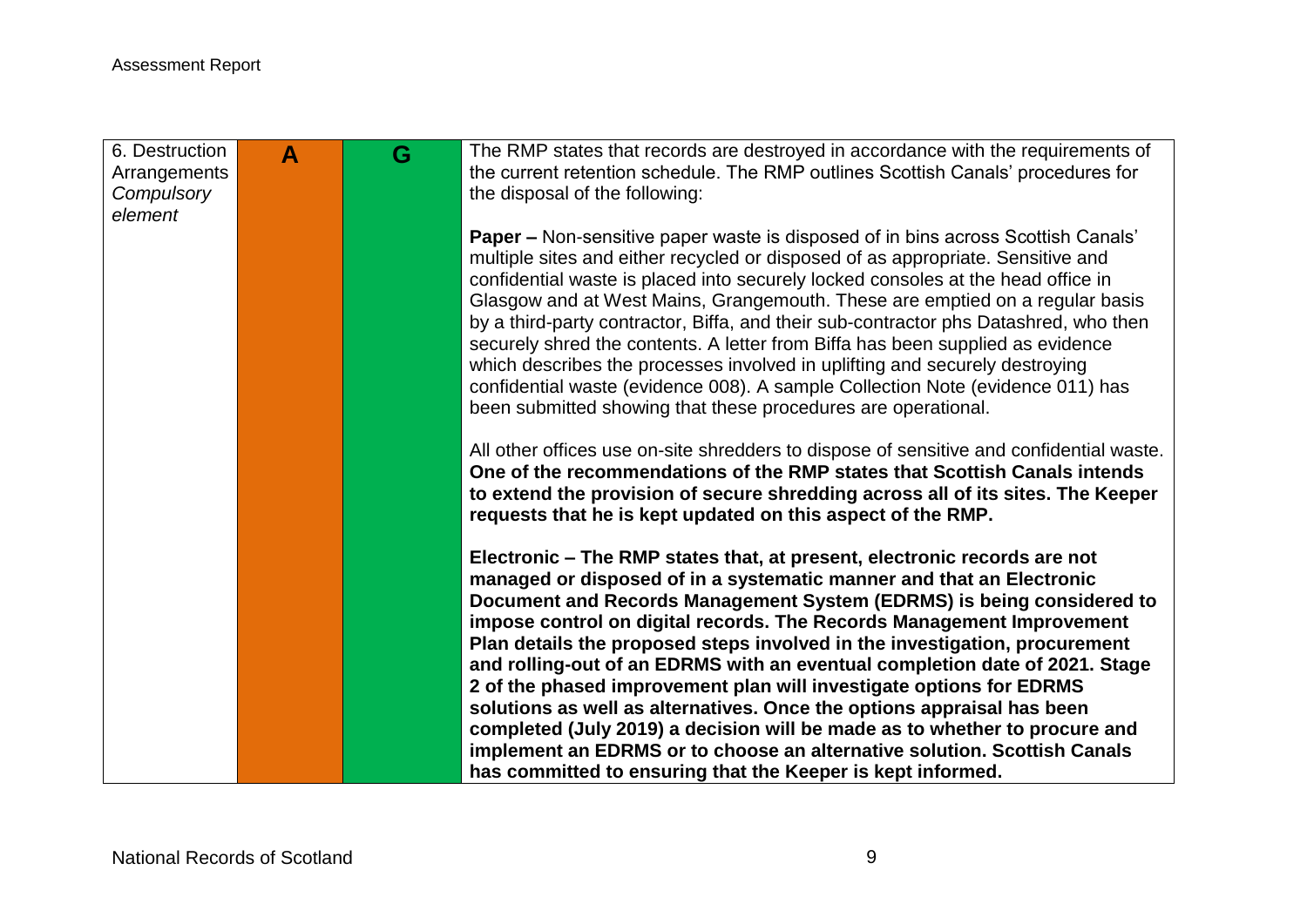| 6. Destruction Arrangements *Compulsory element* | A | G | The RMP states that records are destroyed in accordance with the requirements of the current retention schedule. The RMP outlines Scottish Canals' procedures for the disposal of the following:<br><br>**Paper –** Non-sensitive paper waste is disposed of in bins across Scottish Canals' multiple sites and either recycled or disposed of as appropriate. Sensitive and confidential waste is placed into securely locked consoles at the head office in Glasgow and at West Mains, Grangemouth. These are emptied on a regular basis by a third-party contractor, Biffa, and their sub-contractor phs Datashred, who then securely shred the contents. A letter from Biffa has been supplied as evidence which describes the processes involved in uplifting and securely destroying confidential waste (evidence 008). A sample Collection Note (evidence 011) has been submitted showing that these procedures are operational.<br><br>All other offices use on-site shredders to dispose of sensitive and confidential waste. **One of the recommendations of the RMP states that Scottish Canals intends to extend the provision of secure shredding across all of its sites. The Keeper requests that he is kept updated on this aspect of the RMP.**<br><br>**Electronic – The RMP states that, at present, electronic records are not managed or disposed of in a systematic manner and that an Electronic Document and Records Management System (EDRMS) is being considered to impose control on digital records. The Records Management Improvement Plan details the proposed steps involved in the investigation, procurement and rolling-out of an EDRMS with an eventual completion date of 2021. Stage 2 of the phased improvement plan will investigate options for EDRMS solutions as well as alternatives. Once the options appraisal has been completed (July 2019) a decision will be made as to whether to procure and implement an EDRMS or to choose an alternative solution. Scottish Canals has committed to ensuring that the Keeper is kept informed.** |
|---|---|---|---|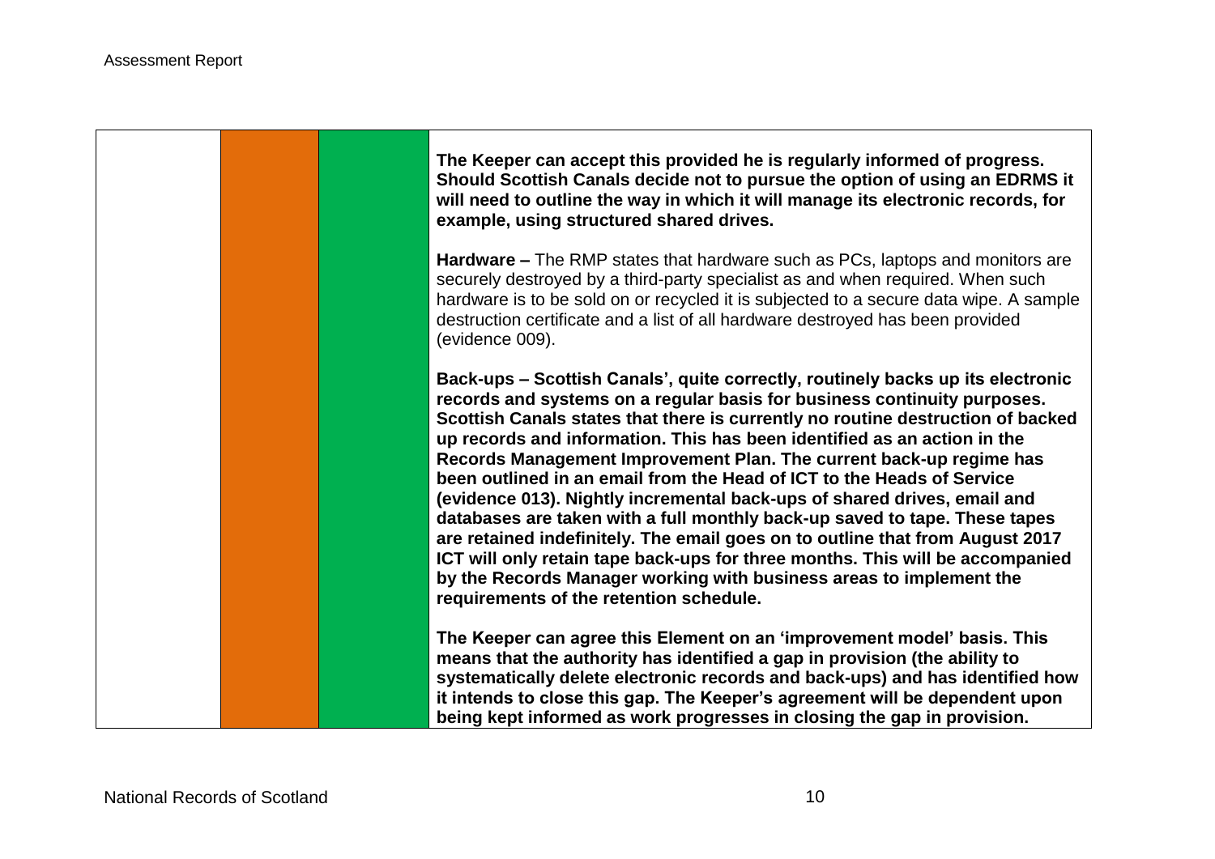| | | | |
|---|---|---|---|
| | | | **The Keeper can accept this provided he is regularly informed of progress. Should Scottish Canals decide not to pursue the option of using an EDRMS it will need to outline the way in which it will manage its electronic records, for example, using structured shared drives.**<br><br>**Hardware –** The RMP states that hardware such as PCs, laptops and monitors are securely destroyed by a third-party specialist as and when required. When such hardware is to be sold on or recycled it is subjected to a secure data wipe. A sample destruction certificate and a list of all hardware destroyed has been provided (evidence 009).<br><br>**Back-ups – Scottish Canals', quite correctly, routinely backs up its electronic records and systems on a regular basis for business continuity purposes. Scottish Canals states that there is currently no routine destruction of backed up records and information. This has been identified as an action in the Records Management Improvement Plan. The current back-up regime has been outlined in an email from the Head of ICT to the Heads of Service (evidence 013). Nightly incremental back-ups of shared drives, email and databases are taken with a full monthly back-up saved to tape. These tapes are retained indefinitely. The email goes on to outline that from August 2017 ICT will only retain tape back-ups for three months. This will be accompanied by the Records Manager working with business areas to implement the requirements of the retention schedule.**<br><br>**The Keeper can agree this Element on an 'improvement model' basis. This means that the authority has identified a gap in provision (the ability to systematically delete electronic records and back-ups) and has identified how it intends to close this gap. The Keeper's agreement will be dependent upon being kept informed as work progresses in closing the gap in provision.** |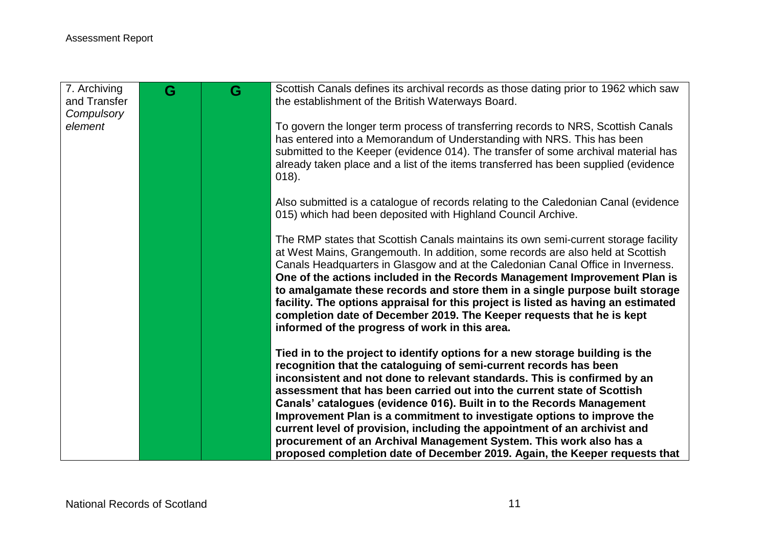| | | | |
|---|---|---|---|
| 7. Archiving and Transfer *Compulsory element* | G | G | Scottish Canals defines its archival records as those dating prior to 1962 which saw the establishment of the British Waterways Board.<br><br>To govern the longer term process of transferring records to NRS, Scottish Canals has entered into a Memorandum of Understanding with NRS. This has been submitted to the Keeper (evidence 014). The transfer of some archival material has already taken place and a list of the items transferred has been supplied (evidence 018).<br><br>Also submitted is a catalogue of records relating to the Caledonian Canal (evidence 015) which had been deposited with Highland Council Archive.<br><br>The RMP states that Scottish Canals maintains its own semi-current storage facility at West Mains, Grangemouth. In addition, some records are also held at Scottish Canals Headquarters in Glasgow and at the Caledonian Canal Office in Inverness. **One of the actions included in the Records Management Improvement Plan is to amalgamate these records and store them in a single purpose built storage facility. The options appraisal for this project is listed as having an estimated completion date of December 2019. The Keeper requests that he is kept informed of the progress of work in this area.**<br><br>**Tied in to the project to identify options for a new storage building is the recognition that the cataloguing of semi-current records has been inconsistent and not done to relevant standards. This is confirmed by an assessment that has been carried out into the current state of Scottish Canals' catalogues (evidence 016). Built in to the Records Management Improvement Plan is a commitment to investigate options to improve the current level of provision, including the appointment of an archivist and procurement of an Archival Management System. This work also has a proposed completion date of December 2019. Again, the Keeper requests that** |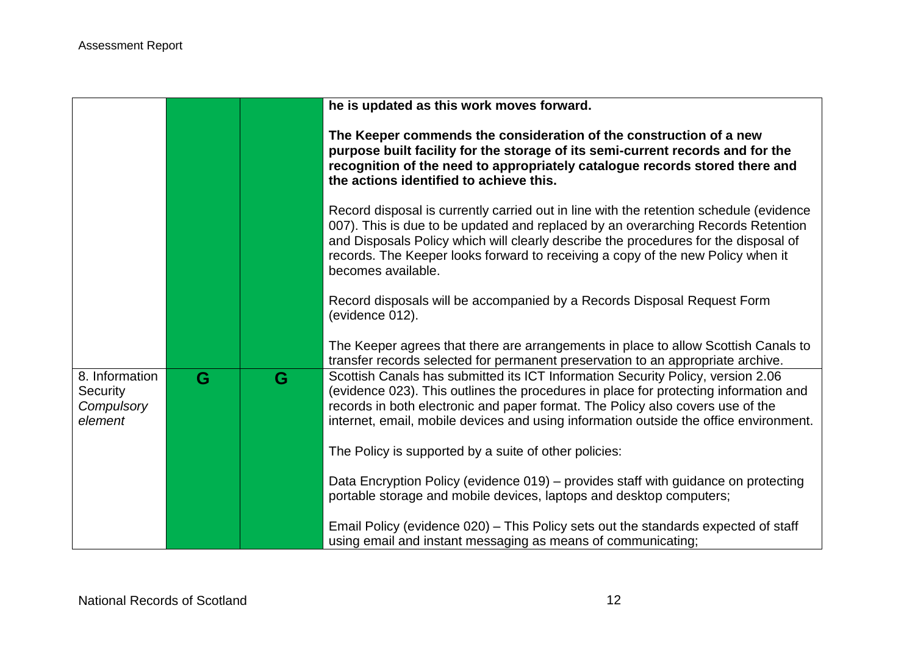| | | | |
|---|---|---|---|
| | | | **he is updated as this work moves forward.**<br><br>**The Keeper commends the consideration of the construction of a new purpose built facility for the storage of its semi-current records and for the recognition of the need to appropriately catalogue records stored there and the actions identified to achieve this.**<br><br>Record disposal is currently carried out in line with the retention schedule (evidence 007). This is due to be updated and replaced by an overarching Records Retention and Disposals Policy which will clearly describe the procedures for the disposal of records. The Keeper looks forward to receiving a copy of the new Policy when it becomes available.<br><br>Record disposals will be accompanied by a Records Disposal Request Form (evidence 012).<br><br>The Keeper agrees that there are arrangements in place to allow Scottish Canals to transfer records selected for permanent preservation to an appropriate archive. |
| 8. Information Security *Compulsory element* | **G** | **G** | Scottish Canals has submitted its ICT Information Security Policy, version 2.06 (evidence 023). This outlines the procedures in place for protecting information and records in both electronic and paper format. The Policy also covers use of the internet, email, mobile devices and using information outside the office environment.<br><br>The Policy is supported by a suite of other policies:<br><br>Data Encryption Policy (evidence 019) – provides staff with guidance on protecting portable storage and mobile devices, laptops and desktop computers;<br><br>Email Policy (evidence 020) – This Policy sets out the standards expected of staff using email and instant messaging as means of communicating; |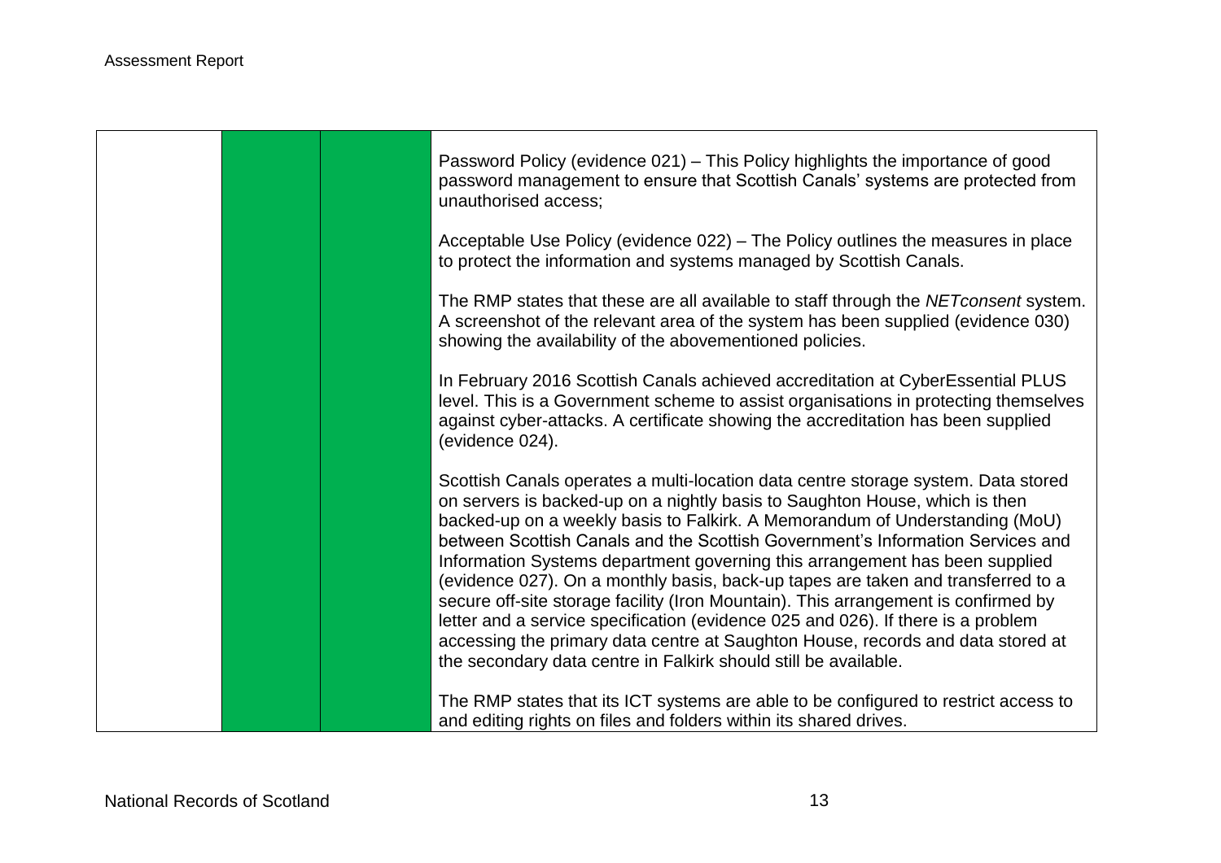| | | | |
|---|---|---|---|
| | | | Password Policy (evidence 021) – This Policy highlights the importance of good password management to ensure that Scottish Canals' systems are protected from unauthorised access;<br><br>Acceptable Use Policy (evidence 022) – The Policy outlines the measures in place to protect the information and systems managed by Scottish Canals.<br><br>The RMP states that these are all available to staff through the *NETconsent* system. A screenshot of the relevant area of the system has been supplied (evidence 030) showing the availability of the abovementioned policies.<br><br>In February 2016 Scottish Canals achieved accreditation at CyberEssential PLUS level. This is a Government scheme to assist organisations in protecting themselves against cyber-attacks. A certificate showing the accreditation has been supplied (evidence 024).<br><br>Scottish Canals operates a multi-location data centre storage system. Data stored on servers is backed-up on a nightly basis to Saughton House, which is then backed-up on a weekly basis to Falkirk. A Memorandum of Understanding (MoU) between Scottish Canals and the Scottish Government's Information Services and Information Systems department governing this arrangement has been supplied (evidence 027). On a monthly basis, back-up tapes are taken and transferred to a secure off-site storage facility (Iron Mountain). This arrangement is confirmed by letter and a service specification (evidence 025 and 026). If there is a problem accessing the primary data centre at Saughton House, records and data stored at the secondary data centre in Falkirk should still be available.<br><br>The RMP states that its ICT systems are able to be configured to restrict access to and editing rights on files and folders within its shared drives. |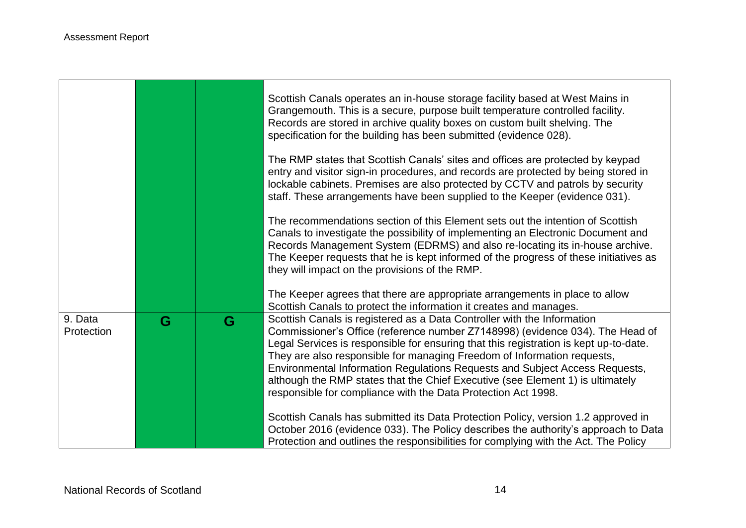| | | | |
|---|---|---|---|
| | | | Scottish Canals operates an in-house storage facility based at West Mains in Grangemouth. This is a secure, purpose built temperature controlled facility. Records are stored in archive quality boxes on custom built shelving. The specification for the building has been submitted (evidence 028).<br><br>The RMP states that Scottish Canals' sites and offices are protected by keypad entry and visitor sign-in procedures, and records are protected by being stored in lockable cabinets. Premises are also protected by CCTV and patrols by security staff. These arrangements have been supplied to the Keeper (evidence 031).<br><br>The recommendations section of this Element sets out the intention of Scottish Canals to investigate the possibility of implementing an Electronic Document and Records Management System (EDRMS) and also re-locating its in-house archive. The Keeper requests that he is kept informed of the progress of these initiatives as they will impact on the provisions of the RMP.<br><br>The Keeper agrees that there are appropriate arrangements in place to allow Scottish Canals to protect the information it creates and manages. |
| 9. Data Protection | G | G | Scottish Canals is registered as a Data Controller with the Information Commissioner's Office (reference number Z7148998) (evidence 034). The Head of Legal Services is responsible for ensuring that this registration is kept up-to-date. They are also responsible for managing Freedom of Information requests, Environmental Information Regulations Requests and Subject Access Requests, although the RMP states that the Chief Executive (see Element 1) is ultimately responsible for compliance with the Data Protection Act 1998.<br><br>Scottish Canals has submitted its Data Protection Policy, version 1.2 approved in October 2016 (evidence 033). The Policy describes the authority's approach to Data Protection and outlines the responsibilities for complying with the Act. The Policy |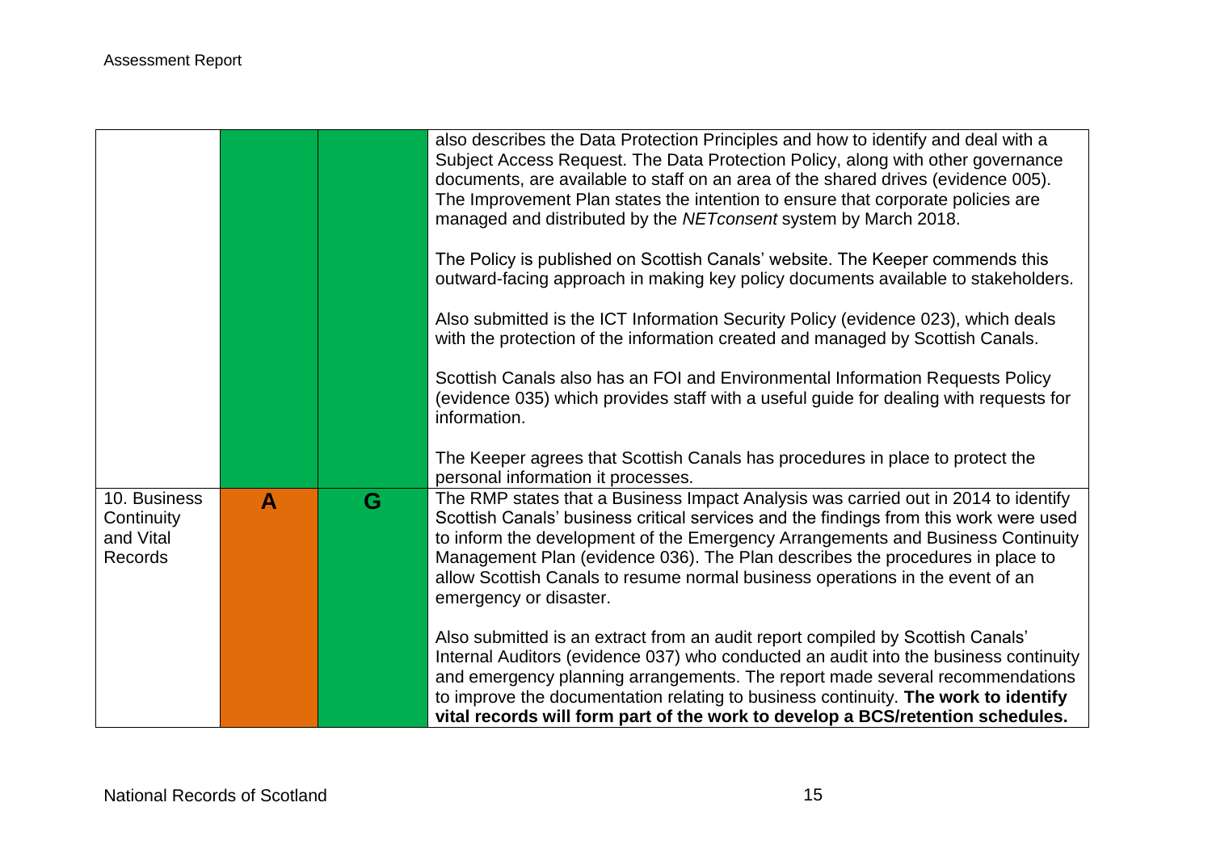| | | | |
|---|---|---|---|
| | | | also describes the Data Protection Principles and how to identify and deal with a Subject Access Request. The Data Protection Policy, along with other governance documents, are available to staff on an area of the shared drives (evidence 005). The Improvement Plan states the intention to ensure that corporate policies are managed and distributed by the *NETconsent* system by March 2018.<br><br>The Policy is published on Scottish Canals' website. The Keeper commends this outward-facing approach in making key policy documents available to stakeholders.<br><br>Also submitted is the ICT Information Security Policy (evidence 023), which deals with the protection of the information created and managed by Scottish Canals.<br><br>Scottish Canals also has an FOI and Environmental Information Requests Policy (evidence 035) which provides staff with a useful guide for dealing with requests for information.<br><br>The Keeper agrees that Scottish Canals has procedures in place to protect the personal information it processes. |
| 10. Business Continuity and Vital Records | **A** | **G** | The RMP states that a Business Impact Analysis was carried out in 2014 to identify Scottish Canals' business critical services and the findings from this work were used to inform the development of the Emergency Arrangements and Business Continuity Management Plan (evidence 036). The Plan describes the procedures in place to allow Scottish Canals to resume normal business operations in the event of an emergency or disaster.<br><br>Also submitted is an extract from an audit report compiled by Scottish Canals' Internal Auditors (evidence 037) who conducted an audit into the business continuity and emergency planning arrangements. The report made several recommendations to improve the documentation relating to business continuity. **The work to identify vital records will form part of the work to develop a BCS/retention schedules.** |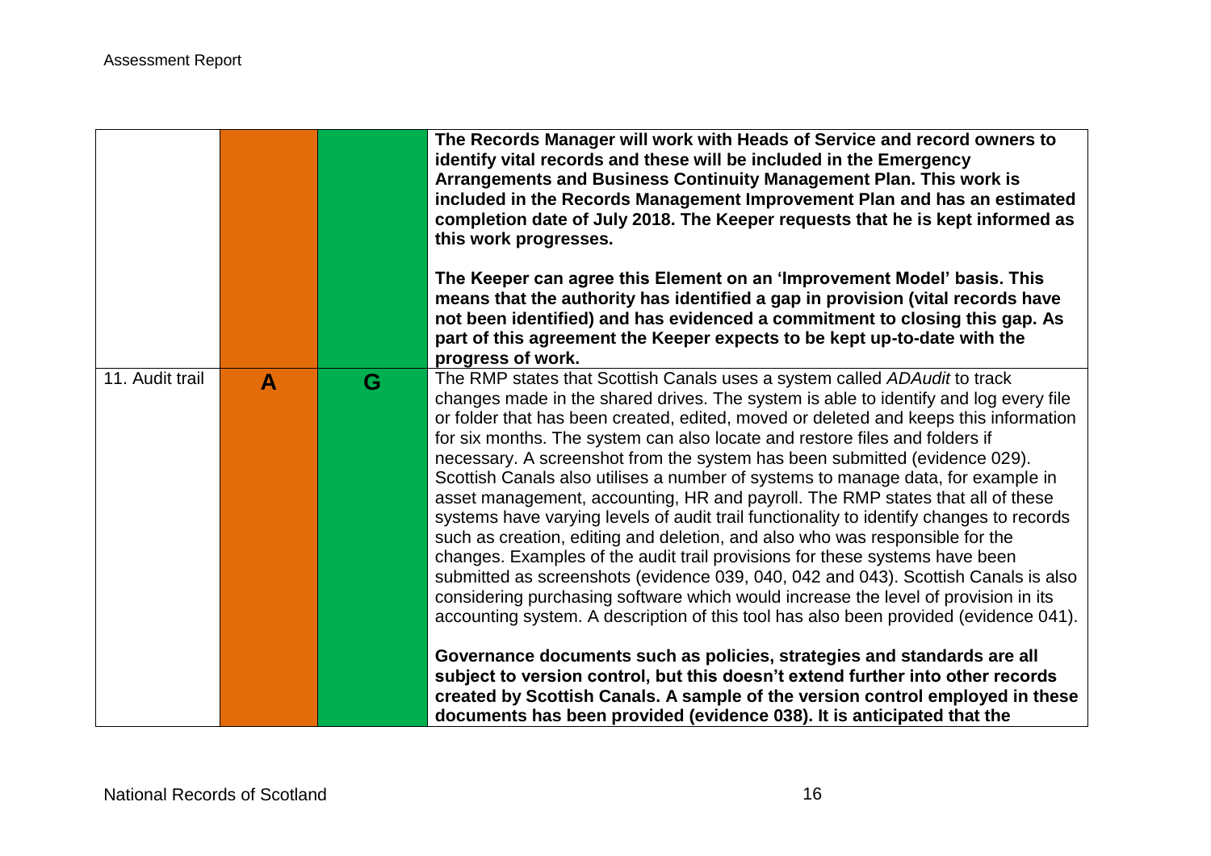| | | | |
|---|---|---|---|
| | | | **The Records Manager will work with Heads of Service and record owners to identify vital records and these will be included in the Emergency Arrangements and Business Continuity Management Plan. This work is included in the Records Management Improvement Plan and has an estimated completion date of July 2018. The Keeper requests that he is kept informed as this work progresses.**<br><br>**The Keeper can agree this Element on an 'Improvement Model' basis. This means that the authority has identified a gap in provision (vital records have not been identified) and has evidenced a commitment to closing this gap. As part of this agreement the Keeper expects to be kept up-to-date with the progress of work.** |
| 11. Audit trail | **A** | **G** | The RMP states that Scottish Canals uses a system called *ADAudit* to track changes made in the shared drives. The system is able to identify and log every file or folder that has been created, edited, moved or deleted and keeps this information for six months. The system can also locate and restore files and folders if necessary. A screenshot from the system has been submitted (evidence 029). Scottish Canals also utilises a number of systems to manage data, for example in asset management, accounting, HR and payroll. The RMP states that all of these systems have varying levels of audit trail functionality to identify changes to records such as creation, editing and deletion, and also who was responsible for the changes. Examples of the audit trail provisions for these systems have been submitted as screenshots (evidence 039, 040, 042 and 043). Scottish Canals is also considering purchasing software which would increase the level of provision in its accounting system. A description of this tool has also been provided (evidence 041).<br><br>**Governance documents such as policies, strategies and standards are all subject to version control, but this doesn't extend further into other records created by Scottish Canals. A sample of the version control employed in these documents has been provided (evidence 038). It is anticipated that the** |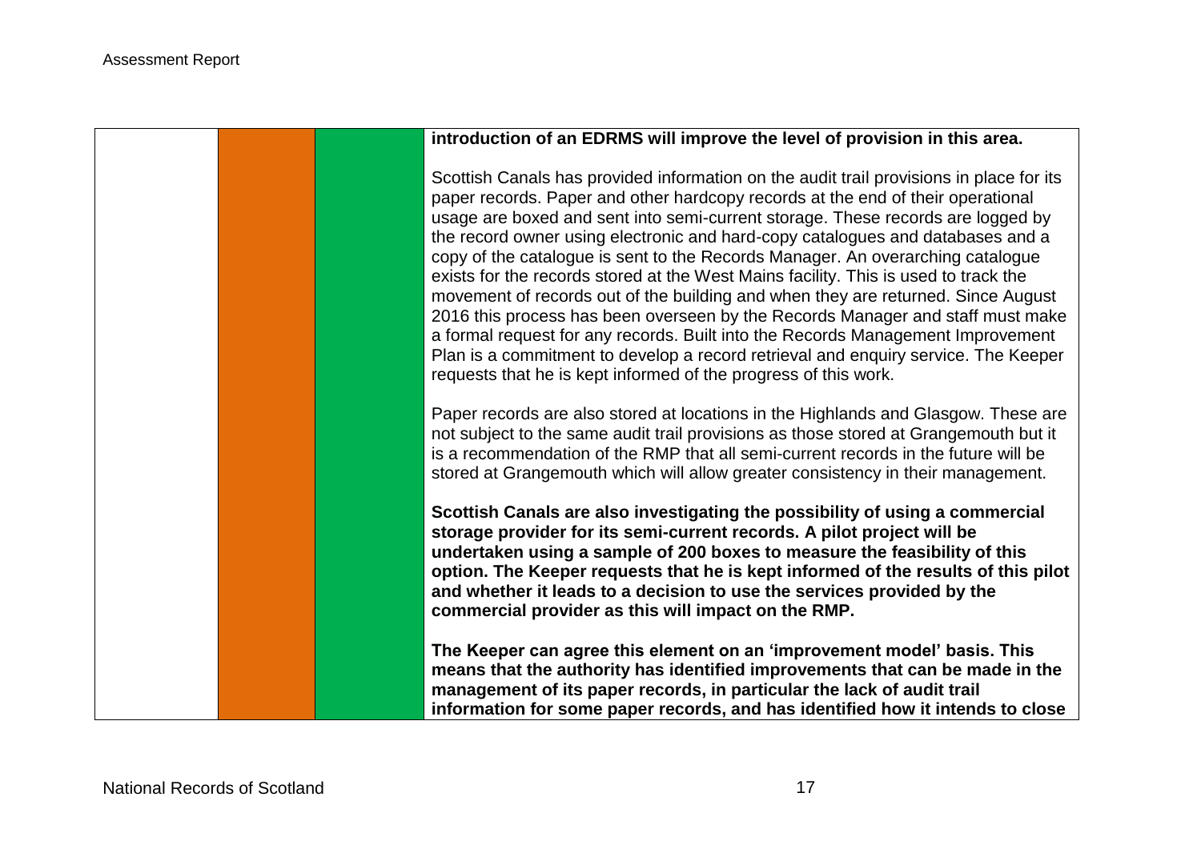| | | | |
|---|---|---|---|
| | | | **introduction of an EDRMS will improve the level of provision in this area.**<br><br>Scottish Canals has provided information on the audit trail provisions in place for its paper records. Paper and other hardcopy records at the end of their operational usage are boxed and sent into semi-current storage. These records are logged by the record owner using electronic and hard-copy catalogues and databases and a copy of the catalogue is sent to the Records Manager. An overarching catalogue exists for the records stored at the West Mains facility. This is used to track the movement of records out of the building and when they are returned. Since August 2016 this process has been overseen by the Records Manager and staff must make a formal request for any records. Built into the Records Management Improvement Plan is a commitment to develop a record retrieval and enquiry service. The Keeper requests that he is kept informed of the progress of this work.<br><br>Paper records are also stored at locations in the Highlands and Glasgow. These are not subject to the same audit trail provisions as those stored at Grangemouth but it is a recommendation of the RMP that all semi-current records in the future will be stored at Grangemouth which will allow greater consistency in their management.<br><br>**Scottish Canals are also investigating the possibility of using a commercial storage provider for its semi-current records. A pilot project will be undertaken using a sample of 200 boxes to measure the feasibility of this option. The Keeper requests that he is kept informed of the results of this pilot and whether it leads to a decision to use the services provided by the commercial provider as this will impact on the RMP.**<br><br>**The Keeper can agree this element on an 'improvement model' basis. This means that the authority has identified improvements that can be made in the management of its paper records, in particular the lack of audit trail information for some paper records, and has identified how it intends to close** |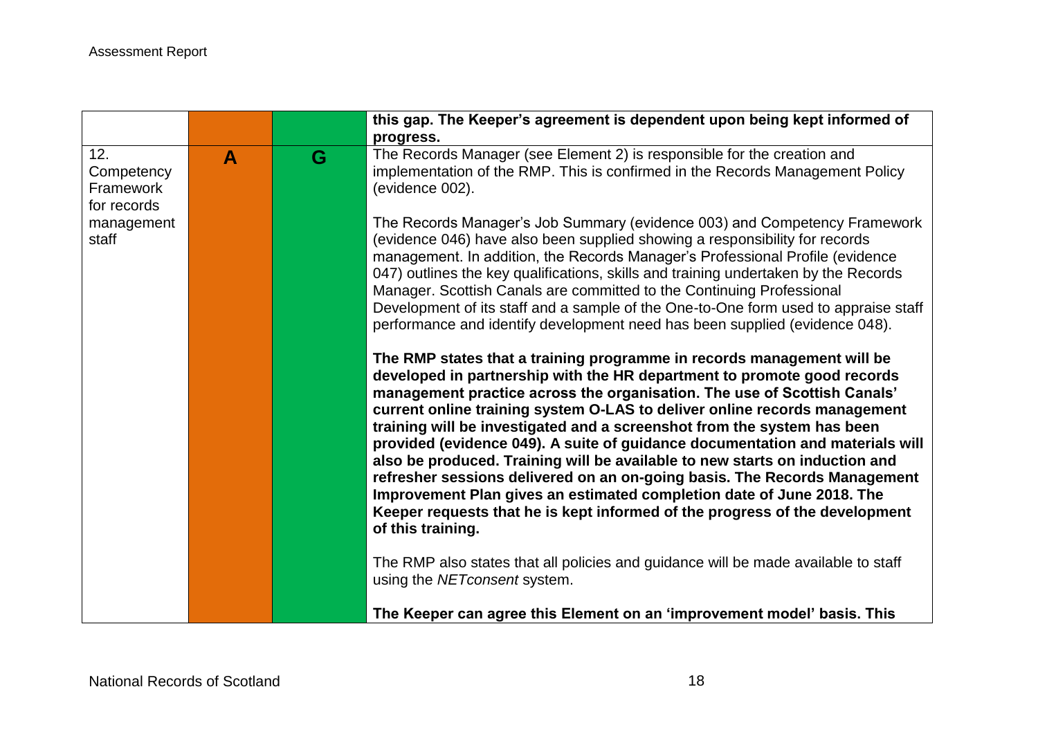| | | | |
|---|---|---|---|
| | | | **this gap. The Keeper's agreement is dependent upon being kept informed of progress.** |
| 12. Competency Framework for records management staff | A | G | The Records Manager (see Element 2) is responsible for the creation and implementation of the RMP. This is confirmed in the Records Management Policy (evidence 002).<br><br>The Records Manager's Job Summary (evidence 003) and Competency Framework (evidence 046) have also been supplied showing a responsibility for records management. In addition, the Records Manager's Professional Profile (evidence 047) outlines the key qualifications, skills and training undertaken by the Records Manager. Scottish Canals are committed to the Continuing Professional Development of its staff and a sample of the One-to-One form used to appraise staff performance and identify development need has been supplied (evidence 048).<br><br>**The RMP states that a training programme in records management will be developed in partnership with the HR department to promote good records management practice across the organisation. The use of Scottish Canals' current online training system O-LAS to deliver online records management training will be investigated and a screenshot from the system has been provided (evidence 049). A suite of guidance documentation and materials will also be produced. Training will be available to new starts on induction and refresher sessions delivered on an on-going basis. The Records Management Improvement Plan gives an estimated completion date of June 2018. The Keeper requests that he is kept informed of the progress of the development of this training.**<br><br>The RMP also states that all policies and guidance will be made available to staff using the *NETconsent* system.<br><br>**The Keeper can agree this Element on an 'improvement model' basis. This** |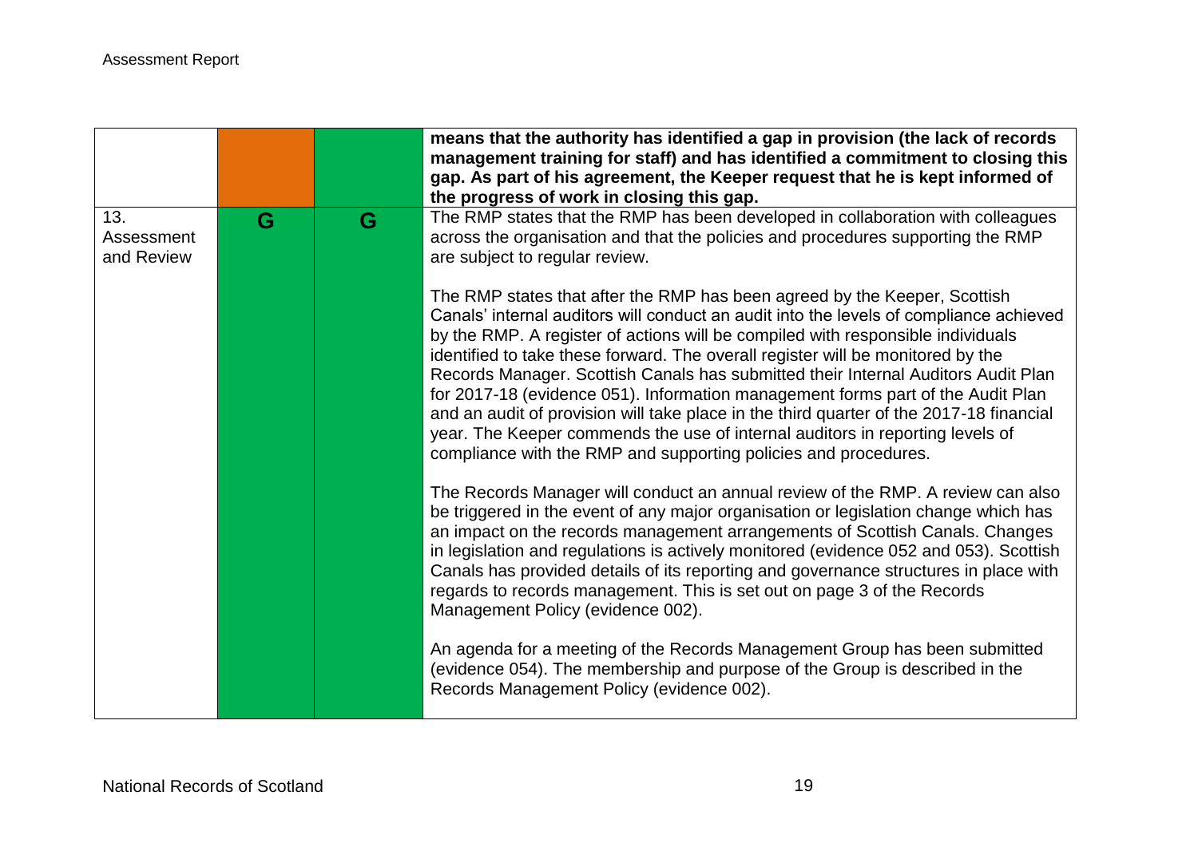| | | | |
|---|---|---|---|
| | | | **means that the authority has identified a gap in provision (the lack of records management training for staff) and has identified a commitment to closing this gap. As part of his agreement, the Keeper request that he is kept informed of the progress of work in closing this gap.** |
| 13. Assessment and Review | G | G | The RMP states that the RMP has been developed in collaboration with colleagues across the organisation and that the policies and procedures supporting the RMP are subject to regular review.<br><br>The RMP states that after the RMP has been agreed by the Keeper, Scottish Canals' internal auditors will conduct an audit into the levels of compliance achieved by the RMP. A register of actions will be compiled with responsible individuals identified to take these forward. The overall register will be monitored by the Records Manager. Scottish Canals has submitted their Internal Auditors Audit Plan for 2017-18 (evidence 051). Information management forms part of the Audit Plan and an audit of provision will take place in the third quarter of the 2017-18 financial year. The Keeper commends the use of internal auditors in reporting levels of compliance with the RMP and supporting policies and procedures.<br><br>The Records Manager will conduct an annual review of the RMP. A review can also be triggered in the event of any major organisation or legislation change which has an impact on the records management arrangements of Scottish Canals. Changes in legislation and regulations is actively monitored (evidence 052 and 053). Scottish Canals has provided details of its reporting and governance structures in place with regards to records management. This is set out on page 3 of the Records Management Policy (evidence 002).<br><br>An agenda for a meeting of the Records Management Group has been submitted (evidence 054). The membership and purpose of the Group is described in the Records Management Policy (evidence 002). |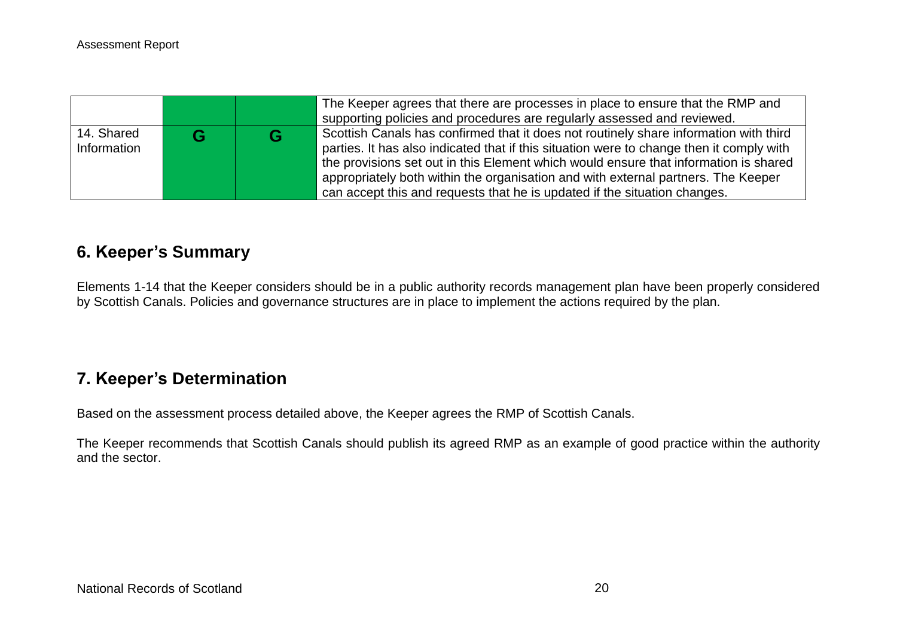| | | | |
|---|---|---|---|
| | | | The Keeper agrees that there are processes in place to ensure that the RMP and supporting policies and procedures are regularly assessed and reviewed. |
| 14. Shared Information | G | G | Scottish Canals has confirmed that it does not routinely share information with third parties. It has also indicated that if this situation were to change then it comply with the provisions set out in this Element which would ensure that information is shared appropriately both within the organisation and with external partners. The Keeper can accept this and requests that he is updated if the situation changes. |

## 6. Keeper's Summary

Elements 1-14 that the Keeper considers should be in a public authority records management plan have been properly considered by Scottish Canals. Policies and governance structures are in place to implement the actions required by the plan.

## 7. Keeper's Determination

Based on the assessment process detailed above, the Keeper agrees the RMP of Scottish Canals.

The Keeper recommends that Scottish Canals should publish its agreed RMP as an example of good practice within the authority and the sector.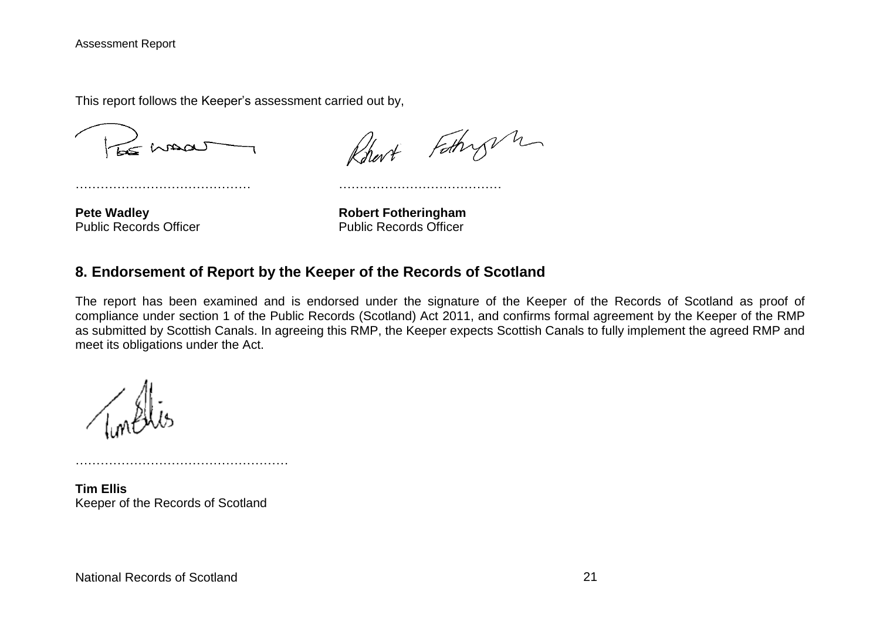This report follows the Keeper's assessment carried out by,

……………………………………  ……………………………………

**Pete Wadley**
Public Records Officer

**Robert Fotheringham**
Public Records Officer

## 8. Endorsement of Report by the Keeper of the Records of Scotland

The report has been examined and is endorsed under the signature of the Keeper of the Records of Scotland as proof of compliance under section 1 of the Public Records (Scotland) Act 2011, and confirms formal agreement by the Keeper of the RMP as submitted by Scottish Canals. In agreeing this RMP, the Keeper expects Scottish Canals to fully implement the agreed RMP and meet its obligations under the Act.

……………………………………………

**Tim Ellis**
Keeper of the Records of Scotland